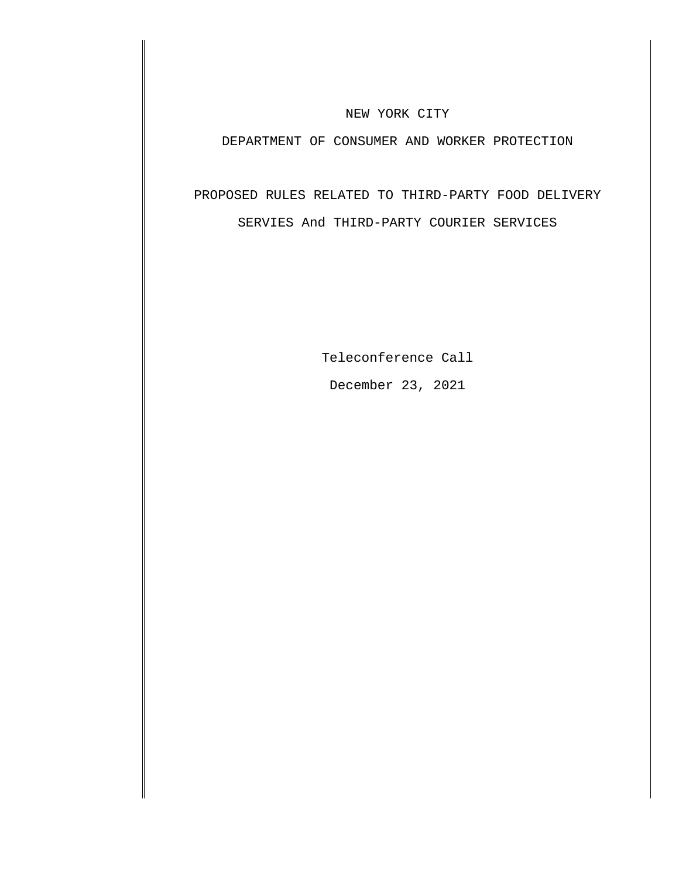NEW YORK CITY

DEPARTMENT OF CONSUMER AND WORKER PROTECTION

PROPOSED RULES RELATED TO THIRD-PARTY FOOD DELIVERY SERVIES And THIRD-PARTY COURIER SERVICES

Teleconference Call

December 23, 2021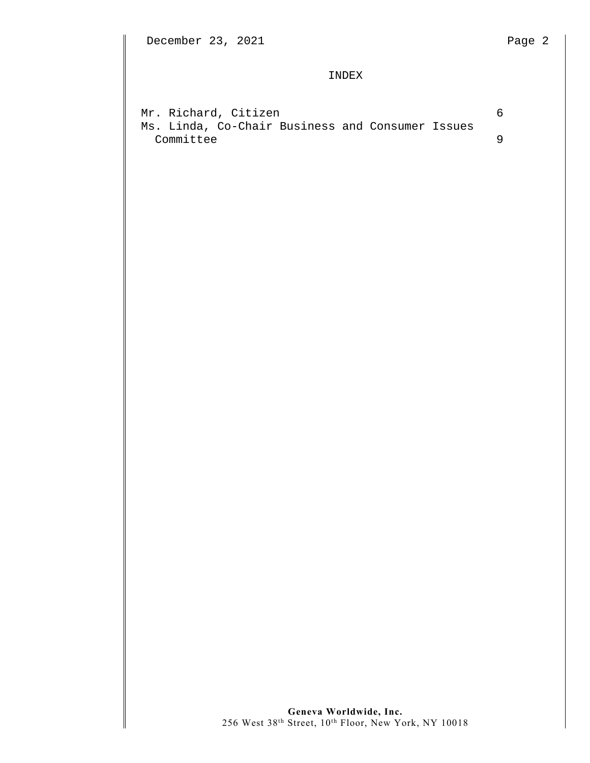INDEX

| | |
|---|---|
| Mr. Richard, Citizen | 6 |
| Ms. Linda, Co-Chair Business and Consumer Issues Committee | 9 |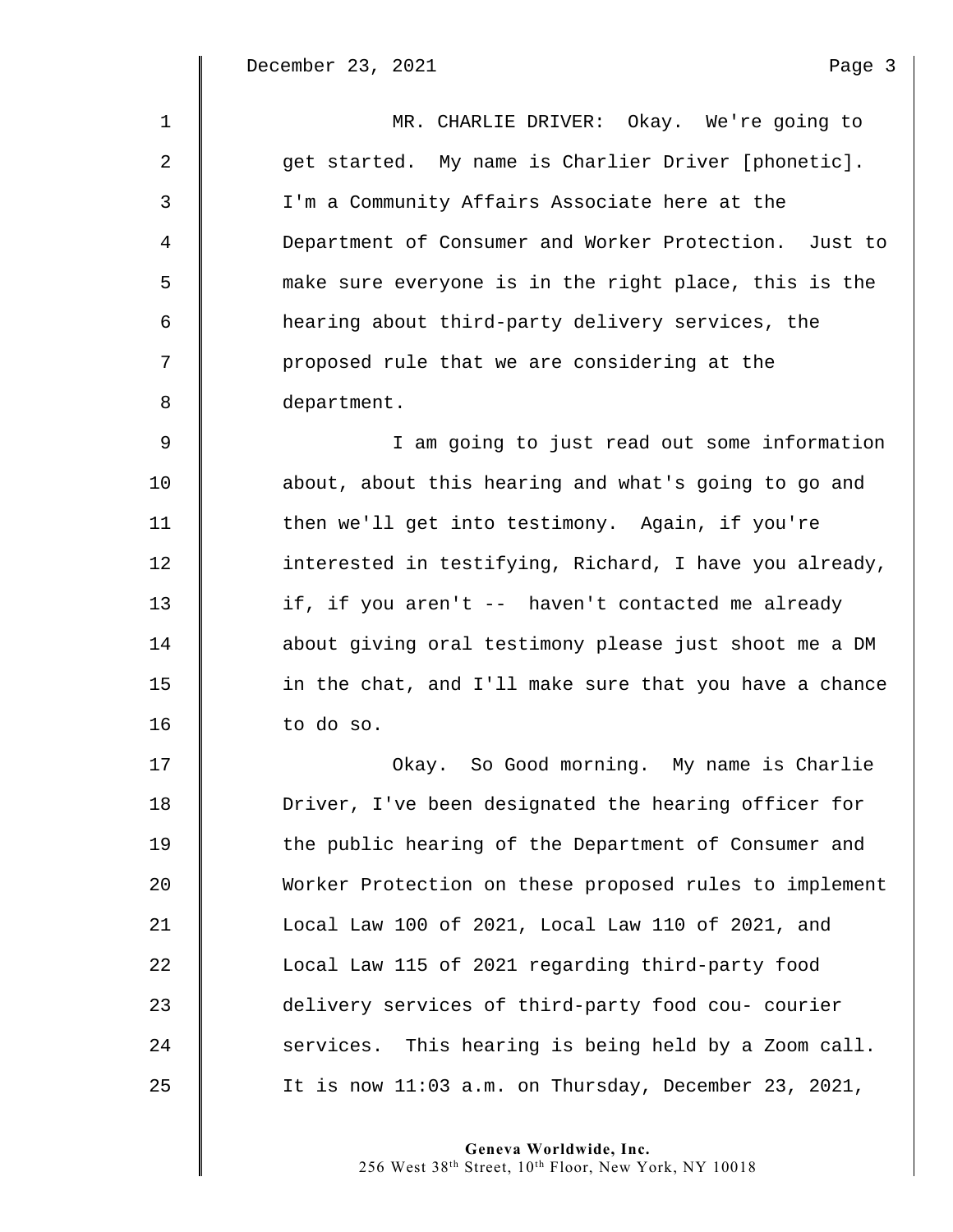MR. CHARLIE DRIVER: Okay. We're going to get started. My name is Charlier Driver [phonetic]. I'm a Community Affairs Associate here at the Department of Consumer and Worker Protection. Just to make sure everyone is in the right place, this is the hearing about third-party delivery services, the proposed rule that we are considering at the department.

I am going to just read out some information about, about this hearing and what's going to go and then we'll get into testimony. Again, if you're interested in testifying, Richard, I have you already, if, if you aren't -- haven't contacted me already about giving oral testimony please just shoot me a DM in the chat, and I'll make sure that you have a chance to do so.

Okay. So Good morning. My name is Charlie Driver, I've been designated the hearing officer for the public hearing of the Department of Consumer and Worker Protection on these proposed rules to implement Local Law 100 of 2021, Local Law 110 of 2021, and Local Law 115 of 2021 regarding third-party food delivery services of third-party food cou- courier services. This hearing is being held by a Zoom call. It is now 11:03 a.m. on Thursday, December 23, 2021,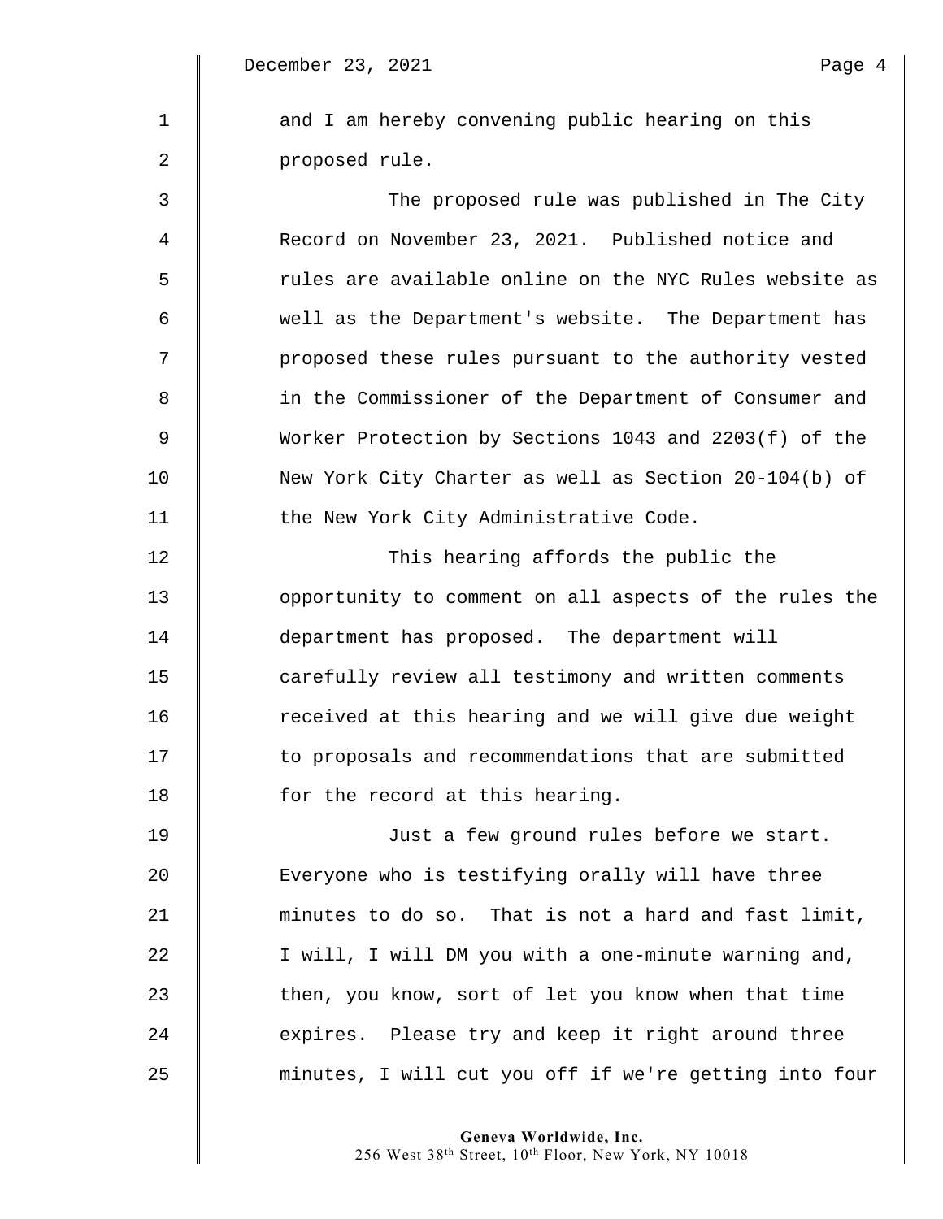and I am hereby convening public hearing on this proposed rule.

The proposed rule was published in The City Record on November 23, 2021. Published notice and rules are available online on the NYC Rules website as well as the Department's website. The Department has proposed these rules pursuant to the authority vested in the Commissioner of the Department of Consumer and Worker Protection by Sections 1043 and 2203(f) of the New York City Charter as well as Section 20-104(b) of the New York City Administrative Code.

This hearing affords the public the opportunity to comment on all aspects of the rules the department has proposed. The department will carefully review all testimony and written comments received at this hearing and we will give due weight to proposals and recommendations that are submitted for the record at this hearing.

Just a few ground rules before we start. Everyone who is testifying orally will have three minutes to do so. That is not a hard and fast limit, I will, I will DM you with a one-minute warning and, then, you know, sort of let you know when that time expires. Please try and keep it right around three minutes, I will cut you off if we're getting into four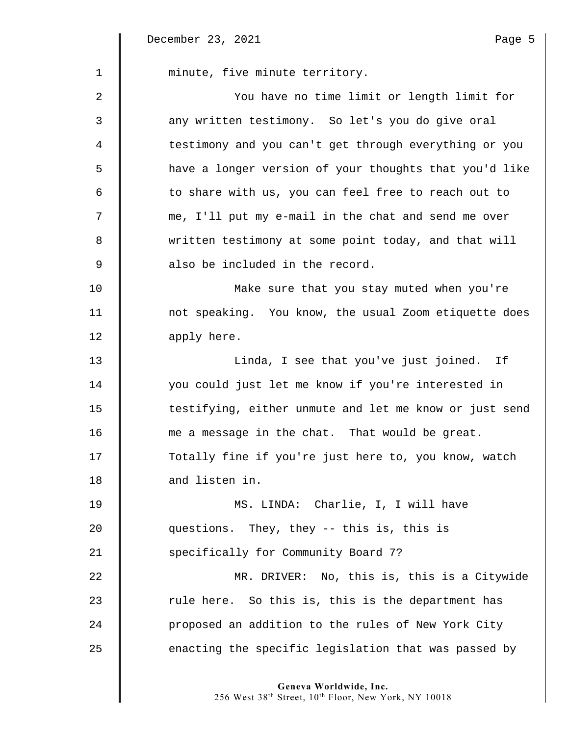minute, five minute territory.

You have no time limit or length limit for any written testimony. So let's you do give oral testimony and you can't get through everything or you have a longer version of your thoughts that you'd like to share with us, you can feel free to reach out to me, I'll put my e-mail in the chat and send me over written testimony at some point today, and that will also be included in the record.

Make sure that you stay muted when you're not speaking. You know, the usual Zoom etiquette does apply here.

Linda, I see that you've just joined. If you could just let me know if you're interested in testifying, either unmute and let me know or just send me a message in the chat. That would be great. Totally fine if you're just here to, you know, watch and listen in.

MS. LINDA: Charlie, I, I will have questions. They, they -- this is, this is specifically for Community Board 7?

MR. DRIVER: No, this is, this is a Citywide rule here. So this is, this is the department has proposed an addition to the rules of New York City enacting the specific legislation that was passed by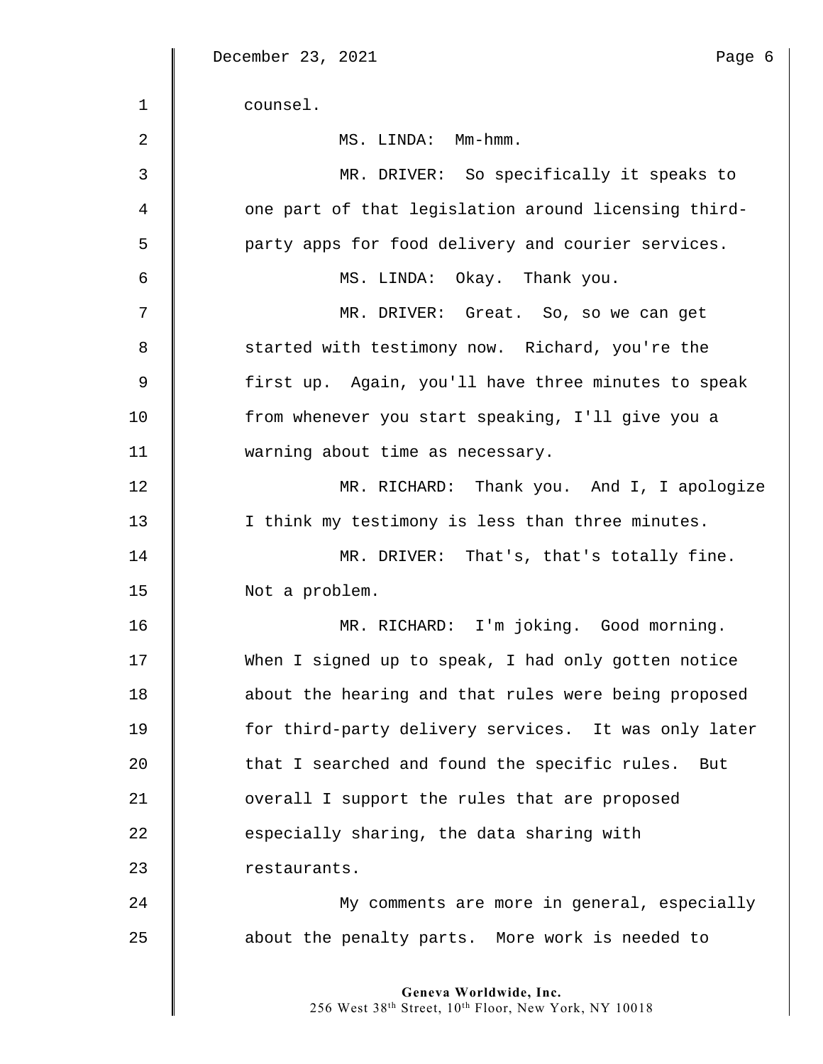counsel.

MS. LINDA: Mm-hmm.

MR. DRIVER: So specifically it speaks to one part of that legislation around licensing third-party apps for food delivery and courier services.

MS. LINDA: Okay. Thank you.

MR. DRIVER: Great. So, so we can get started with testimony now. Richard, you're the first up. Again, you'll have three minutes to speak from whenever you start speaking, I'll give you a warning about time as necessary.

MR. RICHARD: Thank you. And I, I apologize I think my testimony is less than three minutes.

MR. DRIVER: That's, that's totally fine. Not a problem.

MR. RICHARD: I'm joking. Good morning. When I signed up to speak, I had only gotten notice about the hearing and that rules were being proposed for third-party delivery services. It was only later that I searched and found the specific rules. But overall I support the rules that are proposed especially sharing, the data sharing with restaurants.

My comments are more in general, especially about the penalty parts. More work is needed to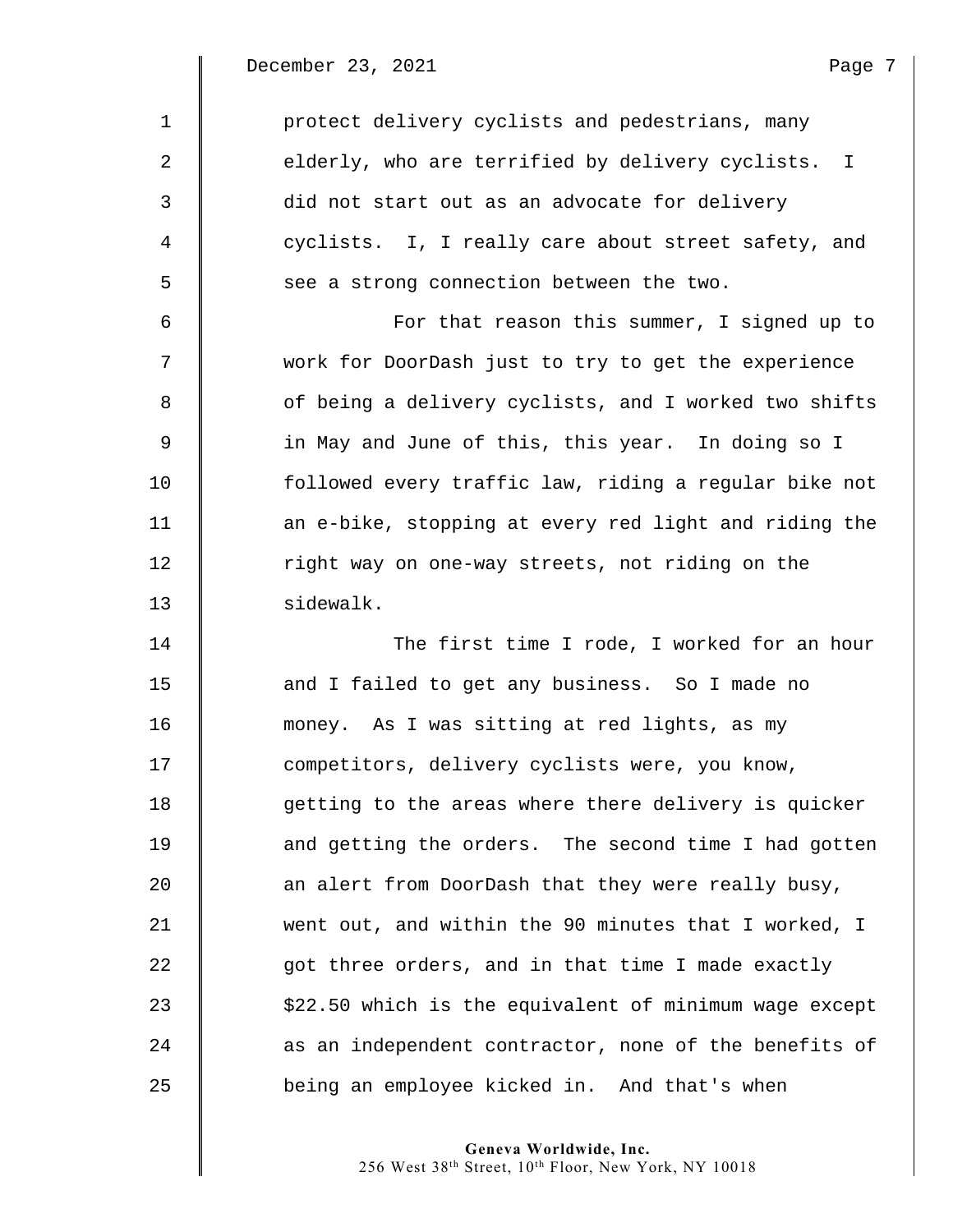protect delivery cyclists and pedestrians, many elderly, who are terrified by delivery cyclists. I did not start out as an advocate for delivery cyclists. I, I really care about street safety, and see a strong connection between the two.

For that reason this summer, I signed up to work for DoorDash just to try to get the experience of being a delivery cyclists, and I worked two shifts in May and June of this, this year. In doing so I followed every traffic law, riding a regular bike not an e-bike, stopping at every red light and riding the right way on one-way streets, not riding on the sidewalk.

The first time I rode, I worked for an hour and I failed to get any business. So I made no money. As I was sitting at red lights, as my competitors, delivery cyclists were, you know, getting to the areas where there delivery is quicker and getting the orders. The second time I had gotten an alert from DoorDash that they were really busy, went out, and within the 90 minutes that I worked, I got three orders, and in that time I made exactly $22.50 which is the equivalent of minimum wage except as an independent contractor, none of the benefits of being an employee kicked in. And that's when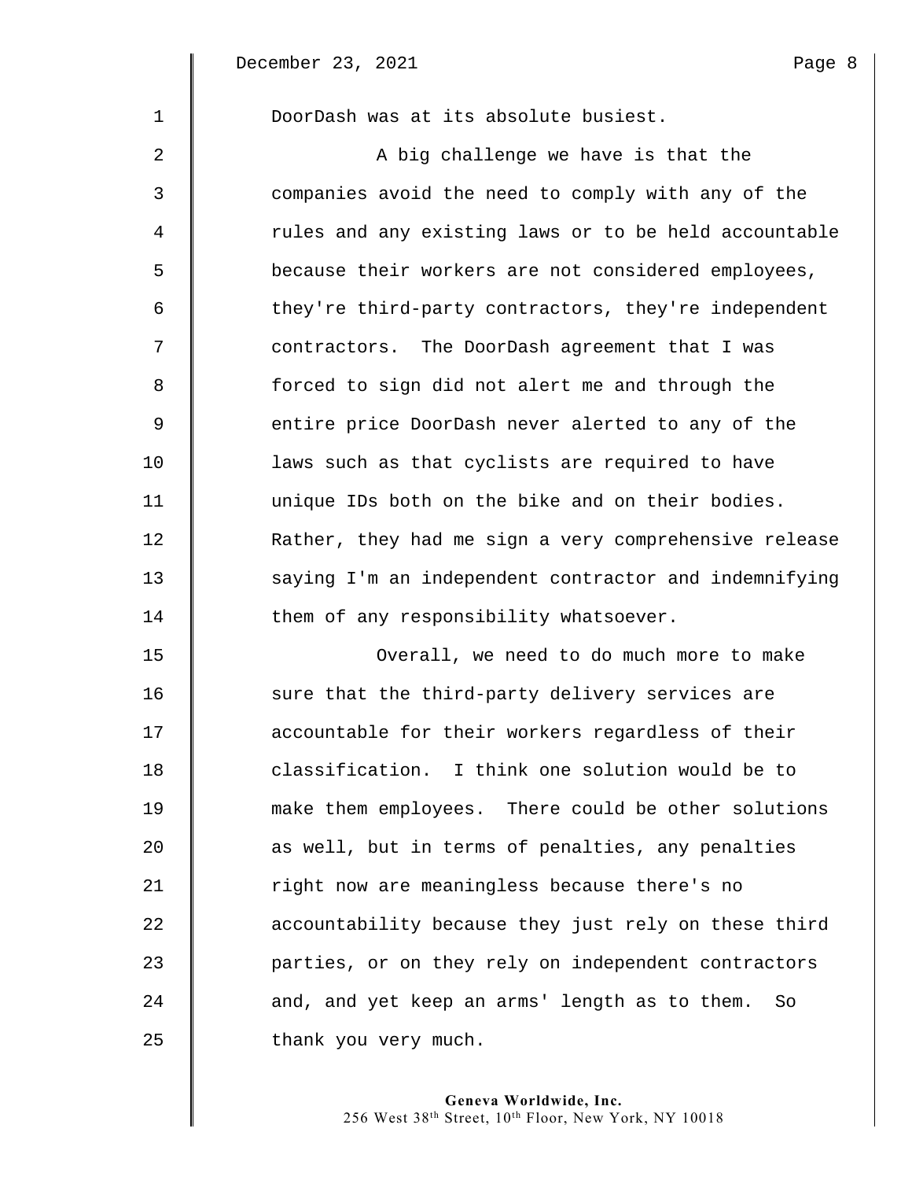DoorDash was at its absolute busiest.

A big challenge we have is that the companies avoid the need to comply with any of the rules and any existing laws or to be held accountable because their workers are not considered employees, they're third-party contractors, they're independent contractors. The DoorDash agreement that I was forced to sign did not alert me and through the entire price DoorDash never alerted to any of the laws such as that cyclists are required to have unique IDs both on the bike and on their bodies. Rather, they had me sign a very comprehensive release saying I'm an independent contractor and indemnifying them of any responsibility whatsoever.

Overall, we need to do much more to make sure that the third-party delivery services are accountable for their workers regardless of their classification. I think one solution would be to make them employees. There could be other solutions as well, but in terms of penalties, any penalties right now are meaningless because there's no accountability because they just rely on these third parties, or on they rely on independent contractors and, and yet keep an arms' length as to them. So thank you very much.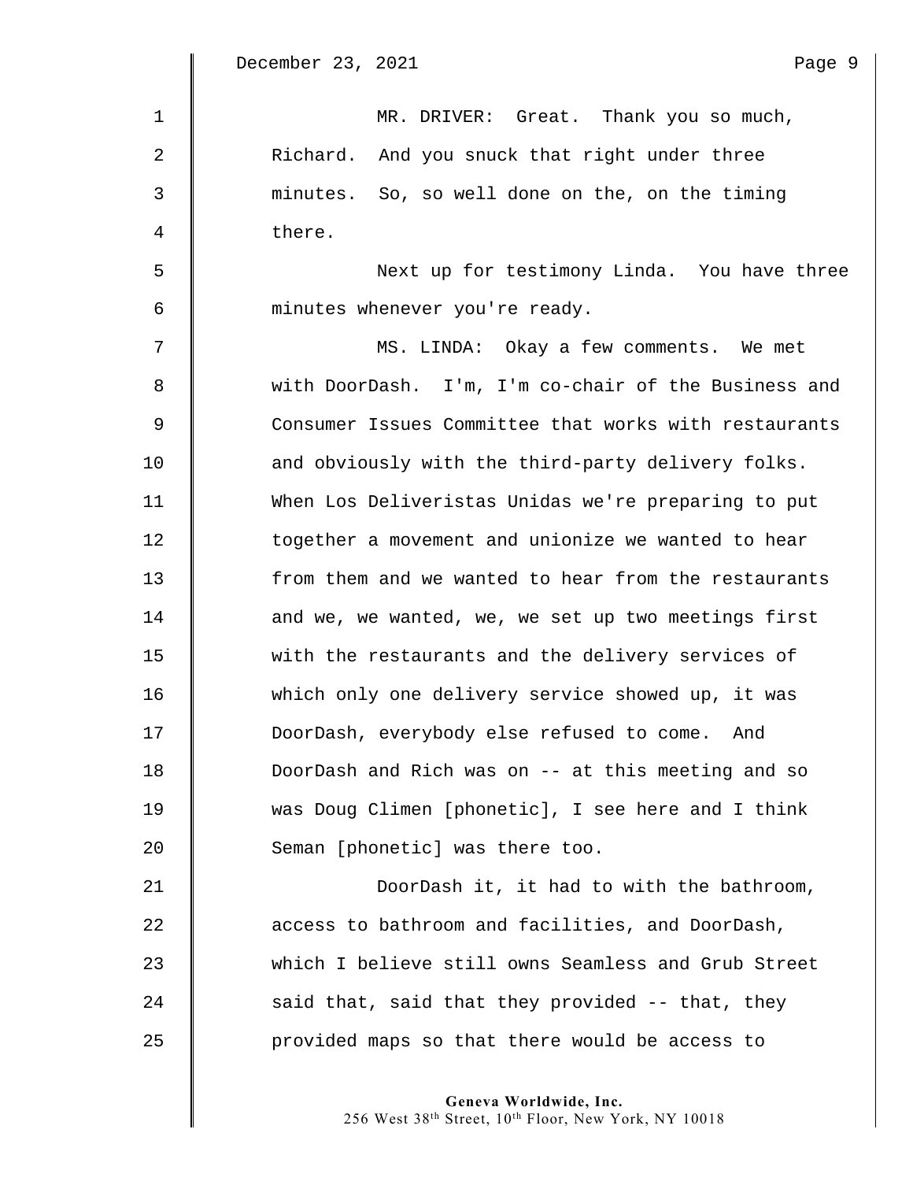MR. DRIVER: Great. Thank you so much, Richard. And you snuck that right under three minutes. So, so well done on the, on the timing there.

Next up for testimony Linda. You have three minutes whenever you're ready.

MS. LINDA: Okay a few comments. We met with DoorDash. I'm, I'm co-chair of the Business and Consumer Issues Committee that works with restaurants and obviously with the third-party delivery folks. When Los Deliveristas Unidas we're preparing to put together a movement and unionize we wanted to hear from them and we wanted to hear from the restaurants and we, we wanted, we, we set up two meetings first with the restaurants and the delivery services of which only one delivery service showed up, it was DoorDash, everybody else refused to come. And DoorDash and Rich was on -- at this meeting and so was Doug Climen [phonetic], I see here and I think Seman [phonetic] was there too.

DoorDash it, it had to with the bathroom, access to bathroom and facilities, and DoorDash, which I believe still owns Seamless and Grub Street said that, said that they provided -- that, they provided maps so that there would be access to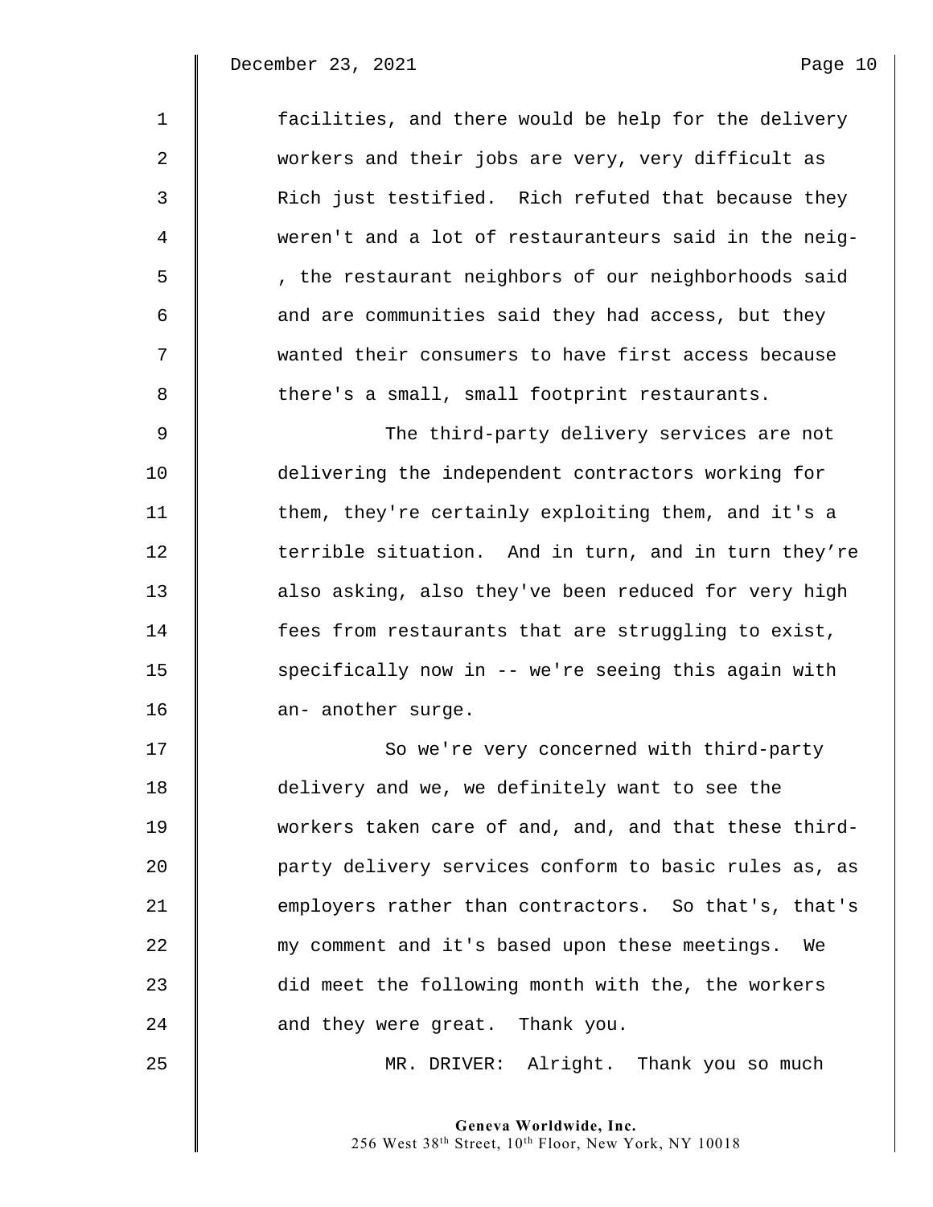facilities, and there would be help for the delivery workers and their jobs are very, very difficult as Rich just testified. Rich refuted that because they weren't and a lot of restauranteurs said in the neig- , the restaurant neighbors of our neighborhoods said and are communities said they had access, but they wanted their consumers to have first access because there's a small, small footprint restaurants.

The third-party delivery services are not delivering the independent contractors working for them, they're certainly exploiting them, and it's a terrible situation. And in turn, and in turn they're also asking, also they've been reduced for very high fees from restaurants that are struggling to exist, specifically now in -- we're seeing this again with an- another surge.

So we're very concerned with third-party delivery and we, we definitely want to see the workers taken care of and, and, and that these third-party delivery services conform to basic rules as, as employers rather than contractors. So that's, that's my comment and it's based upon these meetings. We did meet the following month with the, the workers and they were great. Thank you.

MR. DRIVER: Alright. Thank you so much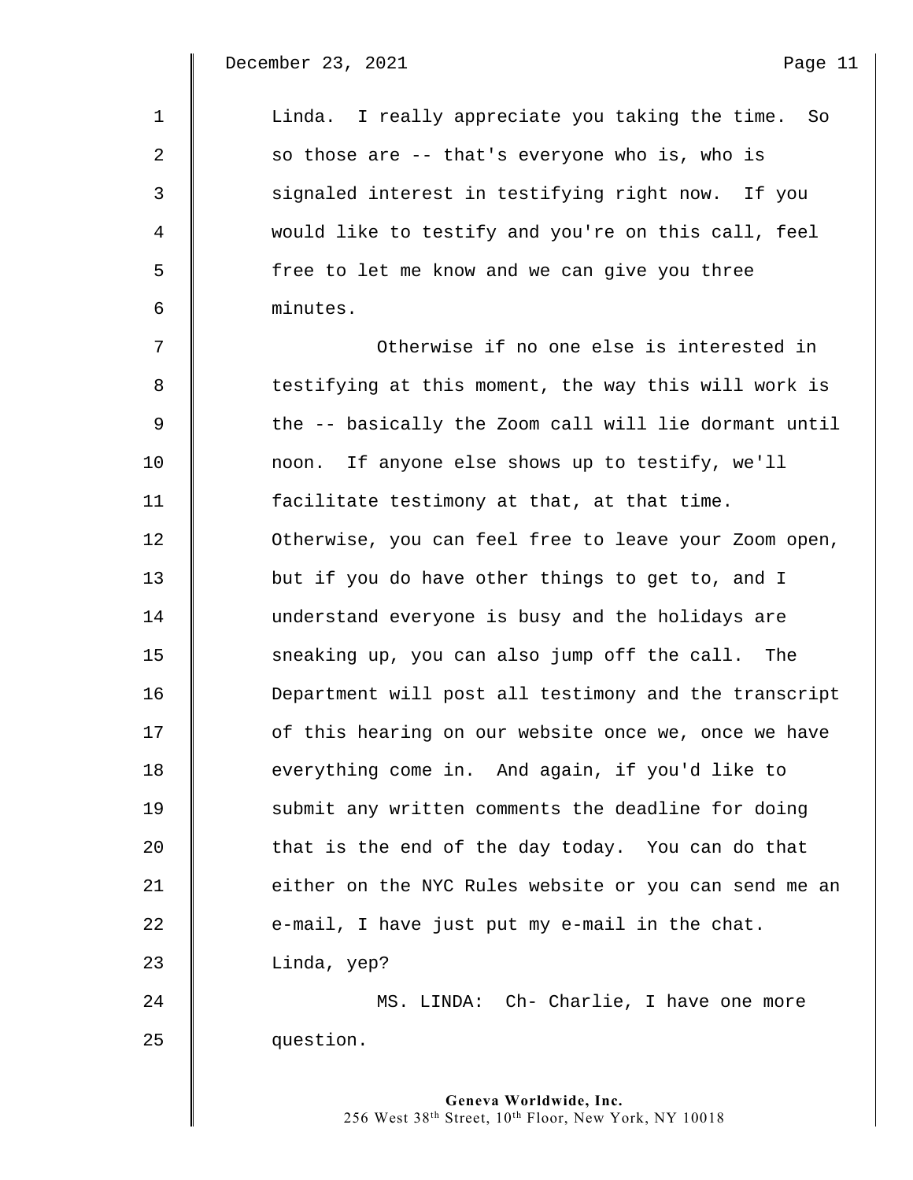Linda. I really appreciate you taking the time. So so those are -- that's everyone who is, who is signaled interest in testifying right now. If you would like to testify and you're on this call, feel free to let me know and we can give you three minutes.

Otherwise if no one else is interested in testifying at this moment, the way this will work is the -- basically the Zoom call will lie dormant until noon. If anyone else shows up to testify, we'll facilitate testimony at that, at that time. Otherwise, you can feel free to leave your Zoom open, but if you do have other things to get to, and I understand everyone is busy and the holidays are sneaking up, you can also jump off the call. The Department will post all testimony and the transcript of this hearing on our website once we, once we have everything come in. And again, if you'd like to submit any written comments the deadline for doing that is the end of the day today. You can do that either on the NYC Rules website or you can send me an e-mail, I have just put my e-mail in the chat. Linda, yep?

MS. LINDA: Ch- Charlie, I have one more question.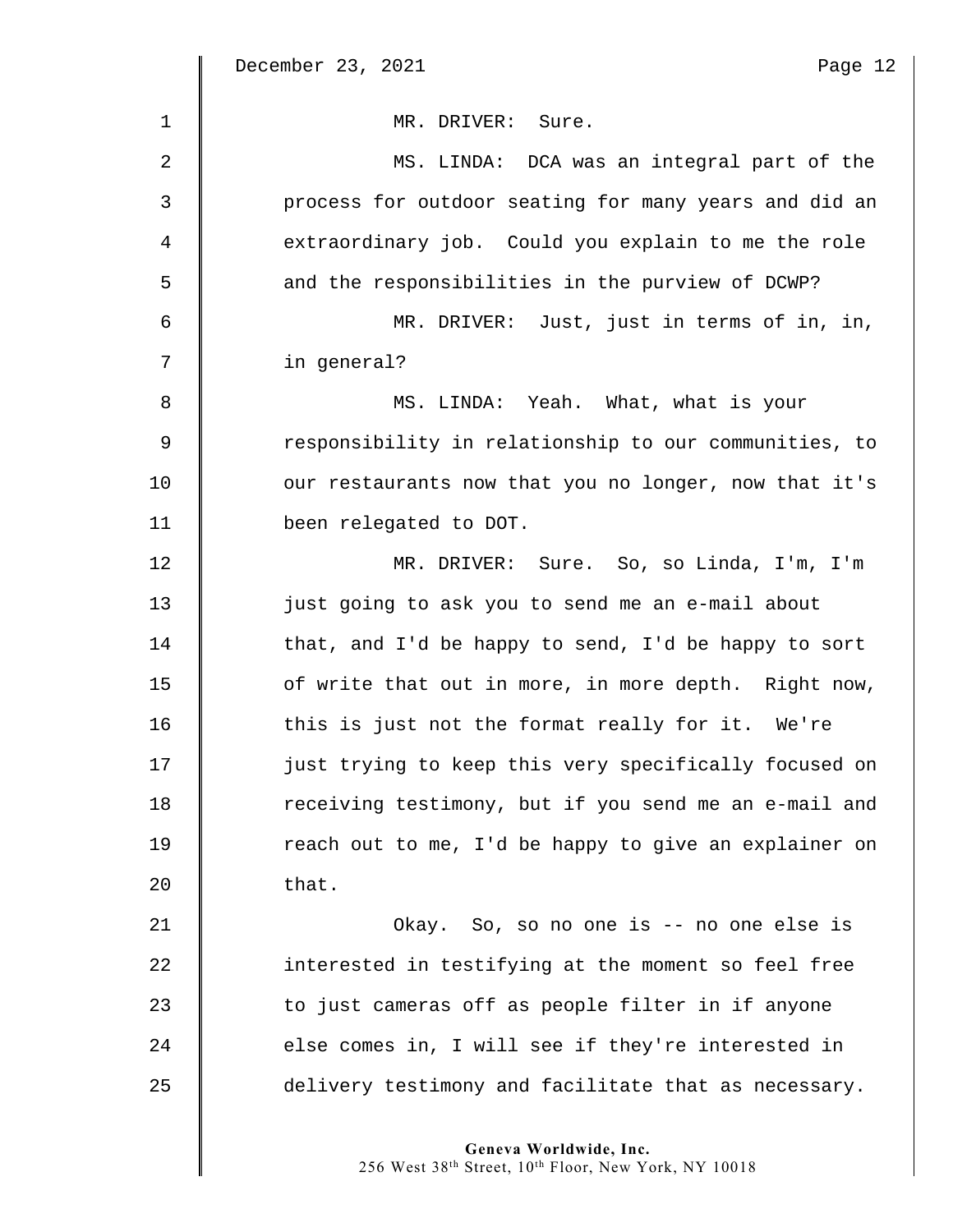MR. DRIVER: Sure.

MS. LINDA: DCA was an integral part of the process for outdoor seating for many years and did an extraordinary job. Could you explain to me the role and the responsibilities in the purview of DCWP?

MR. DRIVER: Just, just in terms of in, in, in general?

MS. LINDA: Yeah. What, what is your responsibility in relationship to our communities, to our restaurants now that you no longer, now that it's been relegated to DOT.

MR. DRIVER: Sure. So, so Linda, I'm, I'm just going to ask you to send me an e-mail about that, and I'd be happy to send, I'd be happy to sort of write that out in more, in more depth. Right now, this is just not the format really for it. We're just trying to keep this very specifically focused on receiving testimony, but if you send me an e-mail and reach out to me, I'd be happy to give an explainer on that.

Okay. So, so no one is -- no one else is interested in testifying at the moment so feel free to just cameras off as people filter in if anyone else comes in, I will see if they're interested in delivery testimony and facilitate that as necessary.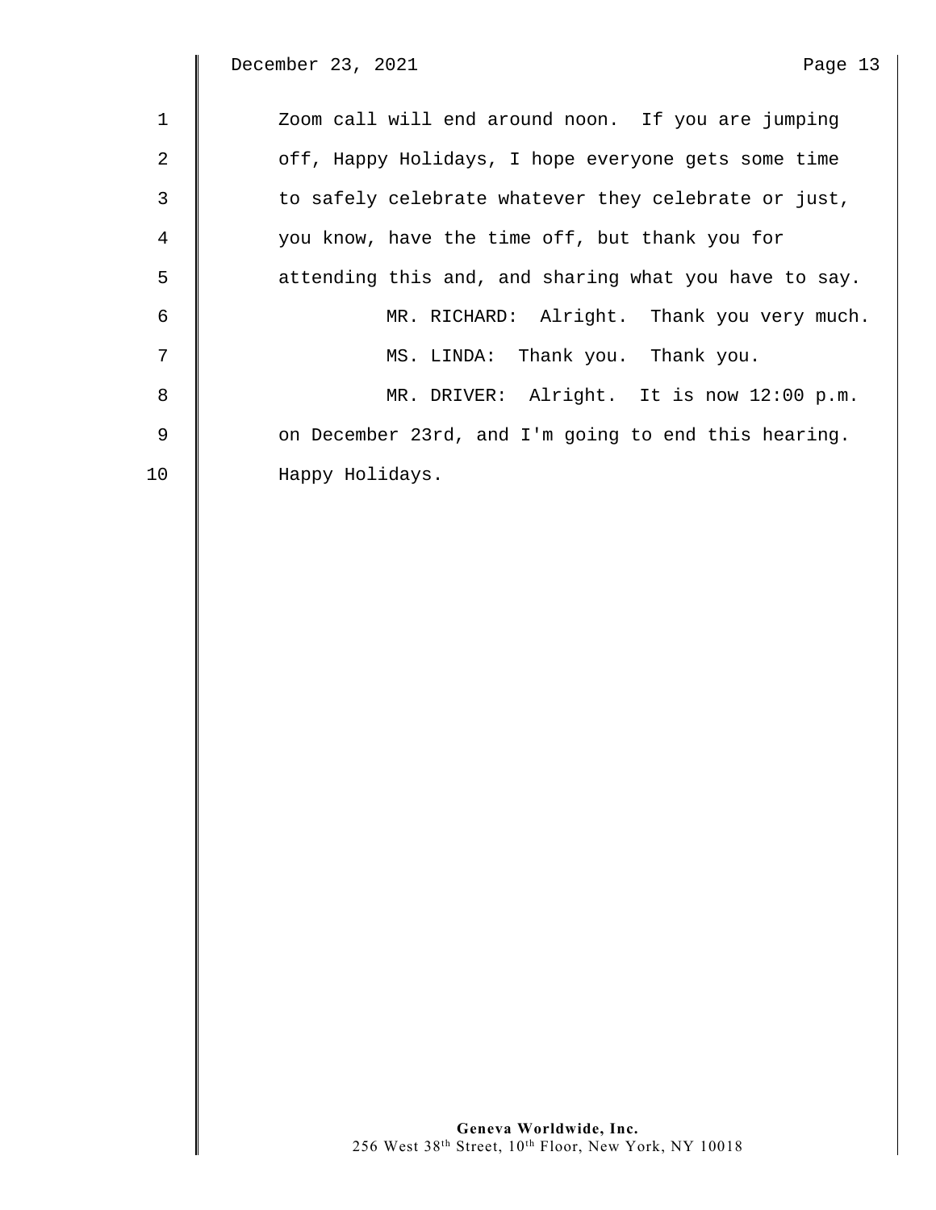Zoom call will end around noon. If you are jumping off, Happy Holidays, I hope everyone gets some time to safely celebrate whatever they celebrate or just, you know, have the time off, but thank you for attending this and, and sharing what you have to say.

MR. RICHARD: Alright. Thank you very much.

MS. LINDA: Thank you. Thank you.

MR. DRIVER: Alright. It is now 12:00 p.m. on December 23rd, and I'm going to end this hearing. Happy Holidays.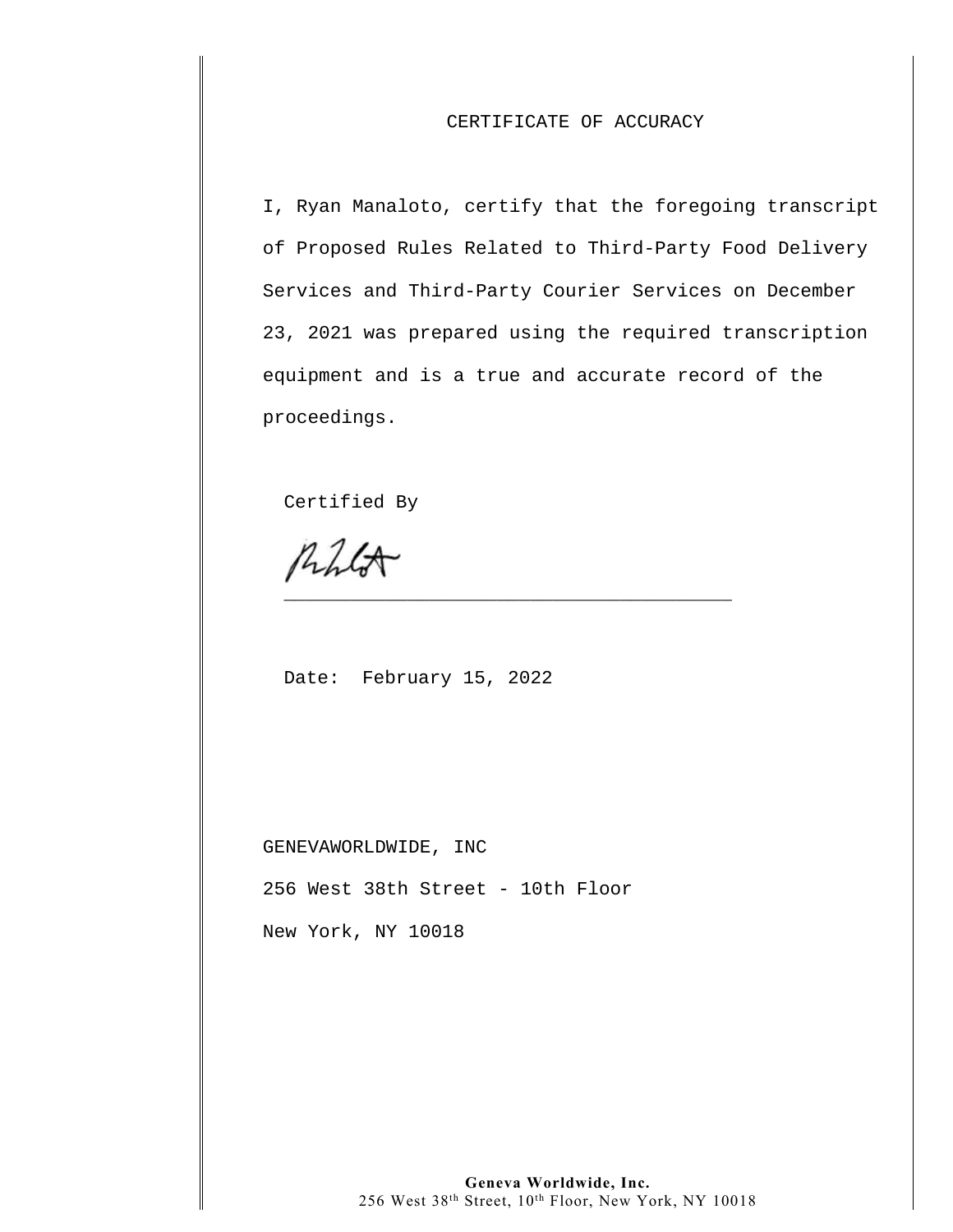# CERTIFICATE OF ACCURACY

I, Ryan Manaloto, certify that the foregoing transcript of Proposed Rules Related to Third-Party Food Delivery Services and Third-Party Courier Services on December 23, 2021 was prepared using the required transcription equipment and is a true and accurate record of the proceedings.

Certified By

\_\_\_\_\_\_\_\_\_\_\_\_\_\_\_\_\_\_\_\_\_\_\_\_\_\_\_\_\_\_\_\_\_\_\_\_\_\_\_\_

Date: February 15, 2022

GENEVAWORLDWIDE, INC

256 West 38th Street - 10th Floor

New York, NY 10018